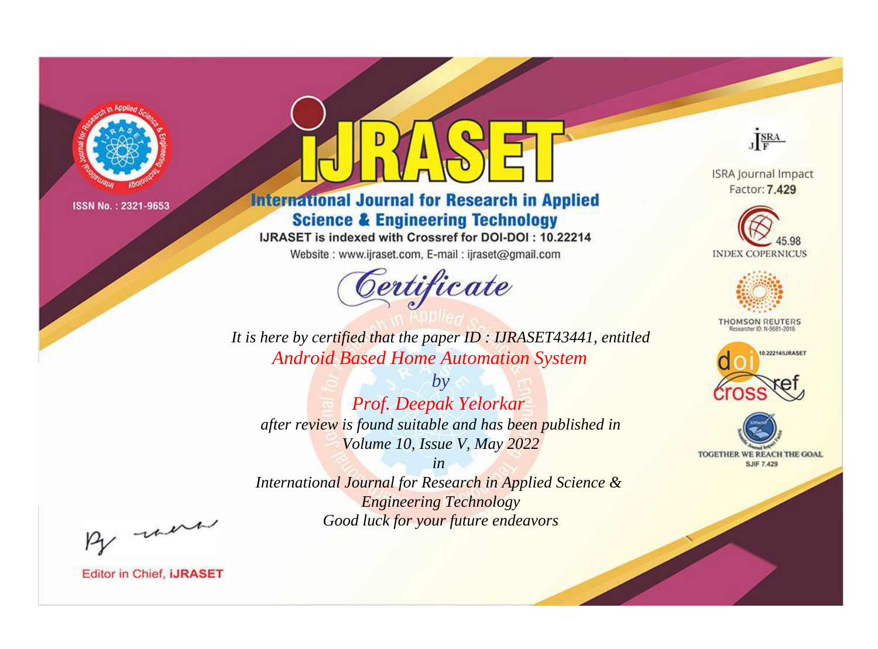ISSN No. : 2321-9653

# iJRASET

## International Journal for Research in Applied Science & Engineering Technology

IJRASET is indexed with Crossref for DOI-DOI : 10.22214

Website : www.ijraset.com, E-mail : ijraset@gmail.com

ISRA Journal Impact Factor: **7.429**

45.98 INDEX COPERNICUS

THOMSON REUTERS Researcher ID: N-9681-2016

10.22214/IJRASET

TOGETHER WE REACH THE GOAL SJIF 7.429

# *Certificate*

*It is here by certified that the paper ID : IJRASET43441, entitled*

*Android Based Home Automation System*

*by*

*Prof. Deepak Yelorkar*

*after review is found suitable and has been published in*

*Volume 10, Issue V, May 2022*

*in*

*International Journal for Research in Applied Science & Engineering Technology*

*Good luck for your future endeavors*

Editor in Chief, **iJRASET**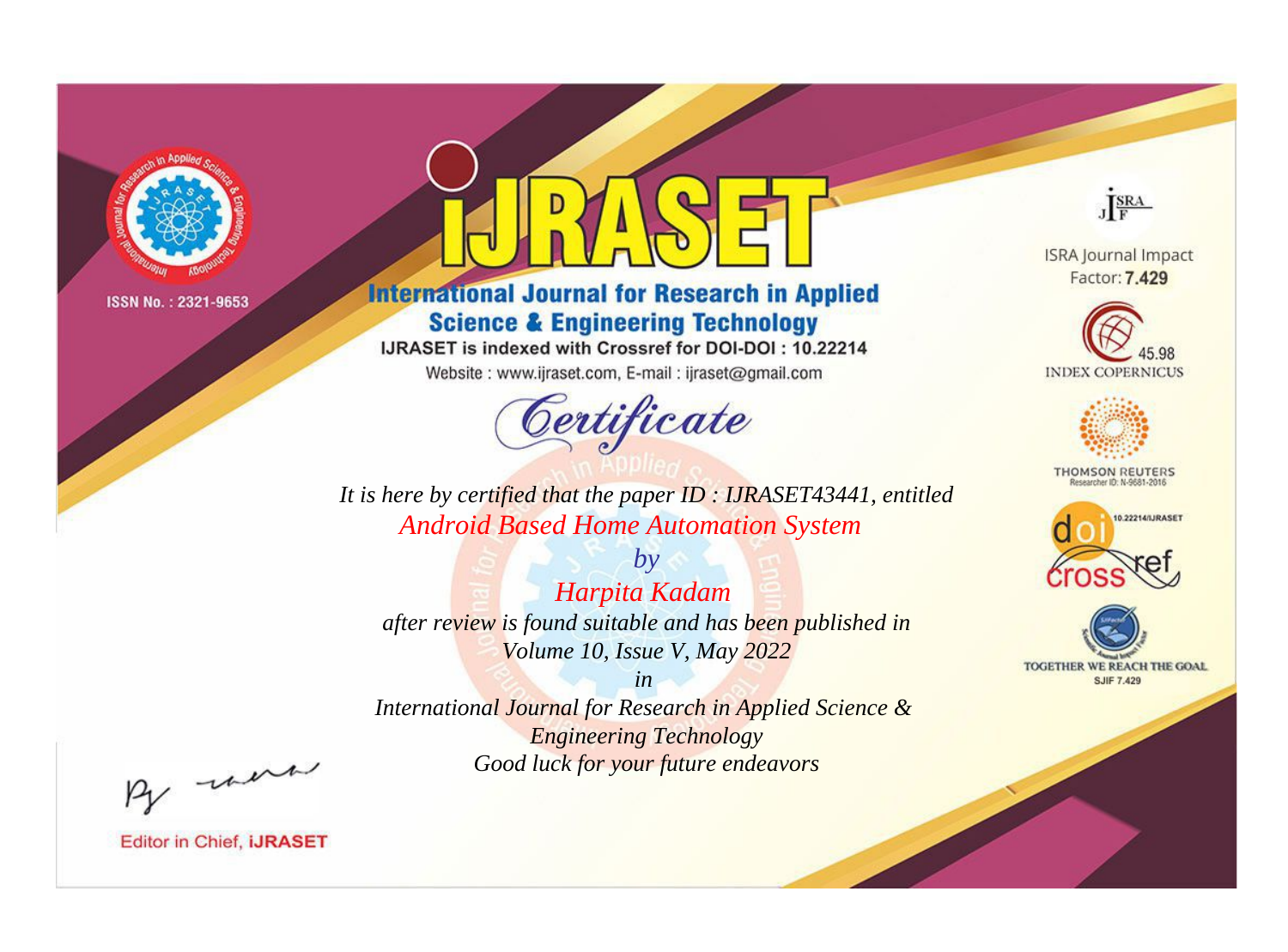ISSN No. : 2321-9653

# iJRASET

## International Journal for Research in Applied Science & Engineering Technology

IJRASET is indexed with Crossref for DOI-DOI : 10.22214

Website : www.ijraset.com, E-mail : ijraset@gmail.com

*Certificate*

*It is here by certified that the paper ID : IJRASET43441, entitled*

*Android Based Home Automation System*

*by*

*Harpita Kadam*

*after review is found suitable and has been published in*

*Volume 10, Issue V, May 2022*

*in*

*International Journal for Research in Applied Science & Engineering Technology*

*Good luck for your future endeavors*

ISRA Journal Impact Factor: **7.429**

45.98 INDEX COPERNICUS

THOMSON REUTERS Researcher ID: N-9681-2016

10.22214/IJRASET

TOGETHER WE REACH THE GOAL SJIF 7.429

Editor in Chief, **iJRASET**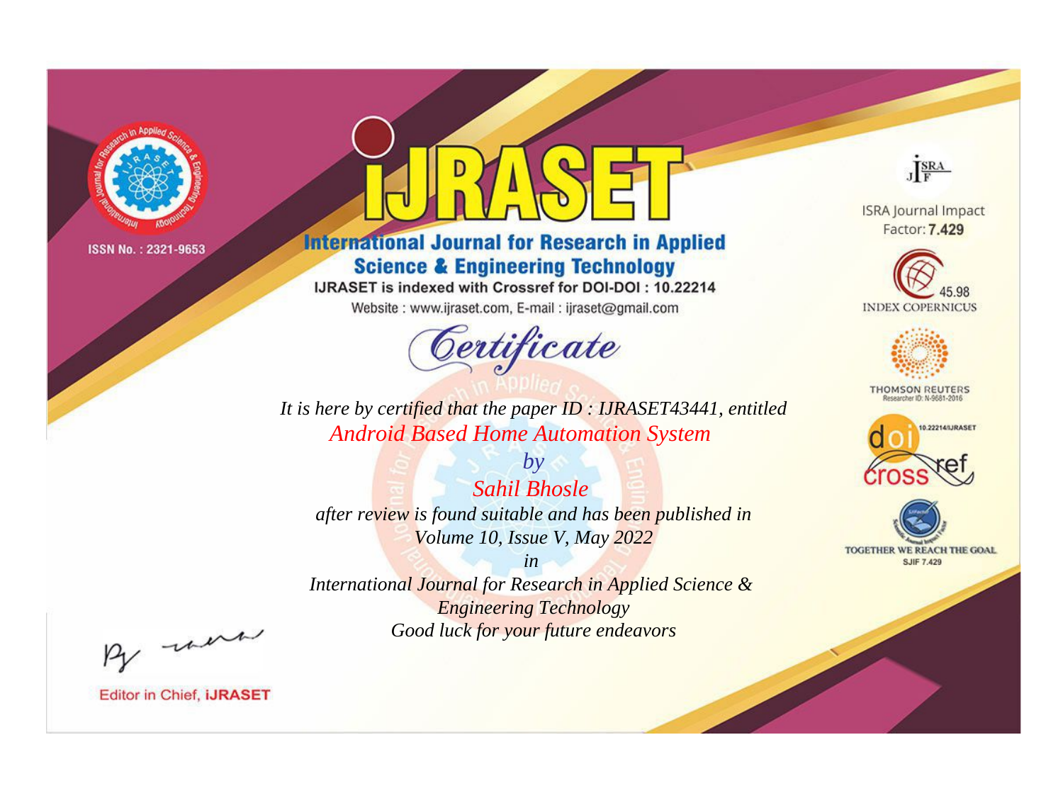ISSN No. : 2321-9653

# IJRASET

## International Journal for Research in Applied Science & Engineering Technology

IJRASET is indexed with Crossref for DOI-DOI : 10.22214

Website : www.ijraset.com, E-mail : ijraset@gmail.com

## Certificate

*It is here by certified that the paper ID : IJRASET43441, entitled*

*Android Based Home Automation System*

*by*

*Sahil Bhosle*

*after review is found suitable and has been published in*

*Volume 10, Issue V, May 2022*

*in*

*International Journal for Research in Applied Science & Engineering Technology*

*Good luck for your future endeavors*

ISRA Journal Impact Factor: **7.429**

45.98 INDEX COPERNICUS

THOMSON REUTERS Researcher ID: N-9681-2016

10.22214/IJRASET

TOGETHER WE REACH THE GOAL SJIF 7.429

Editor in Chief, **IJRASET**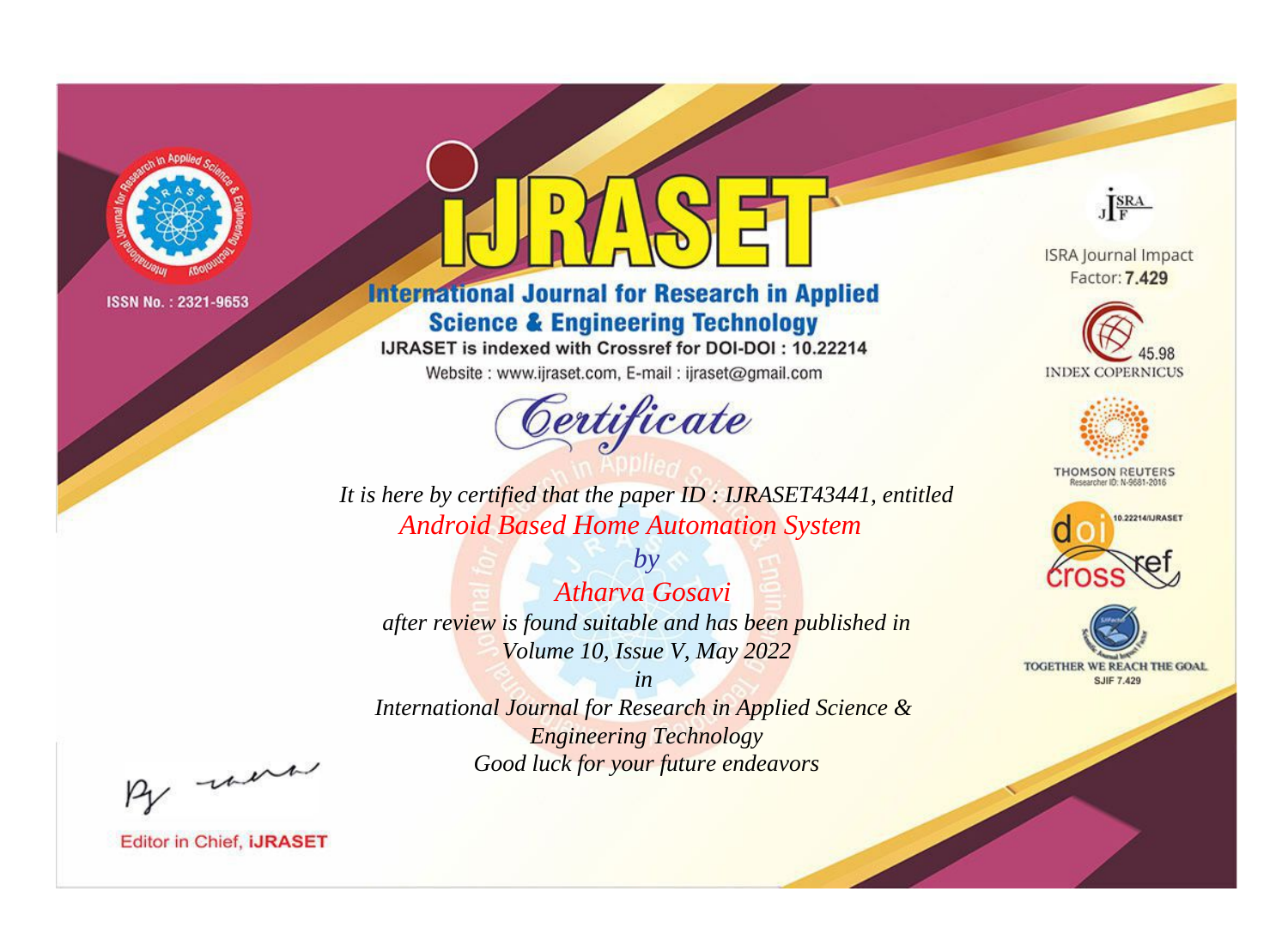ISSN No. : 2321-9653

# IJRASET

## International Journal for Research in Applied Science & Engineering Technology

IJRASET is indexed with Crossref for DOI-DOI : 10.22214

Website : www.ijraset.com, E-mail : ijraset@gmail.com

*Certificate*

*It is here by certified that the paper ID : IJRASET43441, entitled*

*Android Based Home Automation System*

*by*

*Atharva Gosavi*

*after review is found suitable and has been published in*

*Volume 10, Issue V, May 2022*

*in*

*International Journal for Research in Applied Science & Engineering Technology*

*Good luck for your future endeavors*

Editor in Chief, iJRASET

ISRA Journal Impact Factor: **7.429**

45.98 INDEX COPERNICUS

THOMSON REUTERS Researcher ID: N-9681-2016

10.22214/IJRASET

TOGETHER WE REACH THE GOAL SJIF 7.429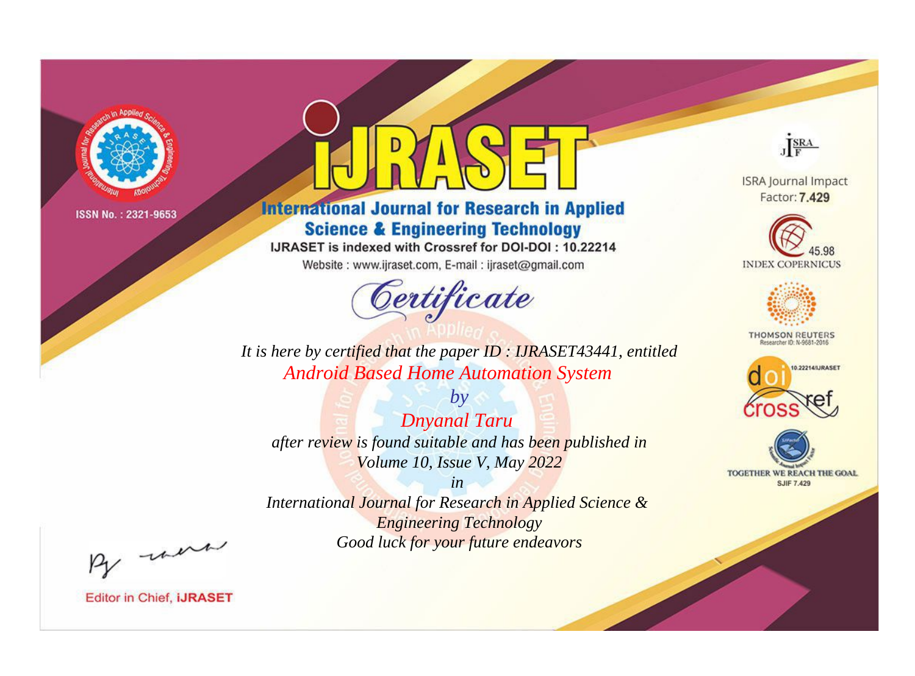ISSN No. : 2321-9653

# iJRASET

## International Journal for Research in Applied Science & Engineering Technology

IJRASET is indexed with Crossref for DOI-DOI : 10.22214

Website : www.ijraset.com, E-mail : ijraset@gmail.com

ISRA Journal Impact Factor: **7.429**

45.98 INDEX COPERNICUS

THOMSON REUTERS Researcher ID: N-9681-2016

10.22214/IJRASET

TOGETHER WE REACH THE GOAL SJIF 7.429

*Certificate*

*It is here by certified that the paper ID : IJRASET43441, entitled*

*Android Based Home Automation System*

*by*

*Dnyanal Taru*

*after review is found suitable and has been published in*

*Volume 10, Issue V, May 2022*

*in*

*International Journal for Research in Applied Science & Engineering Technology*

*Good luck for your future endeavors*

Editor in Chief, **iJRASET**